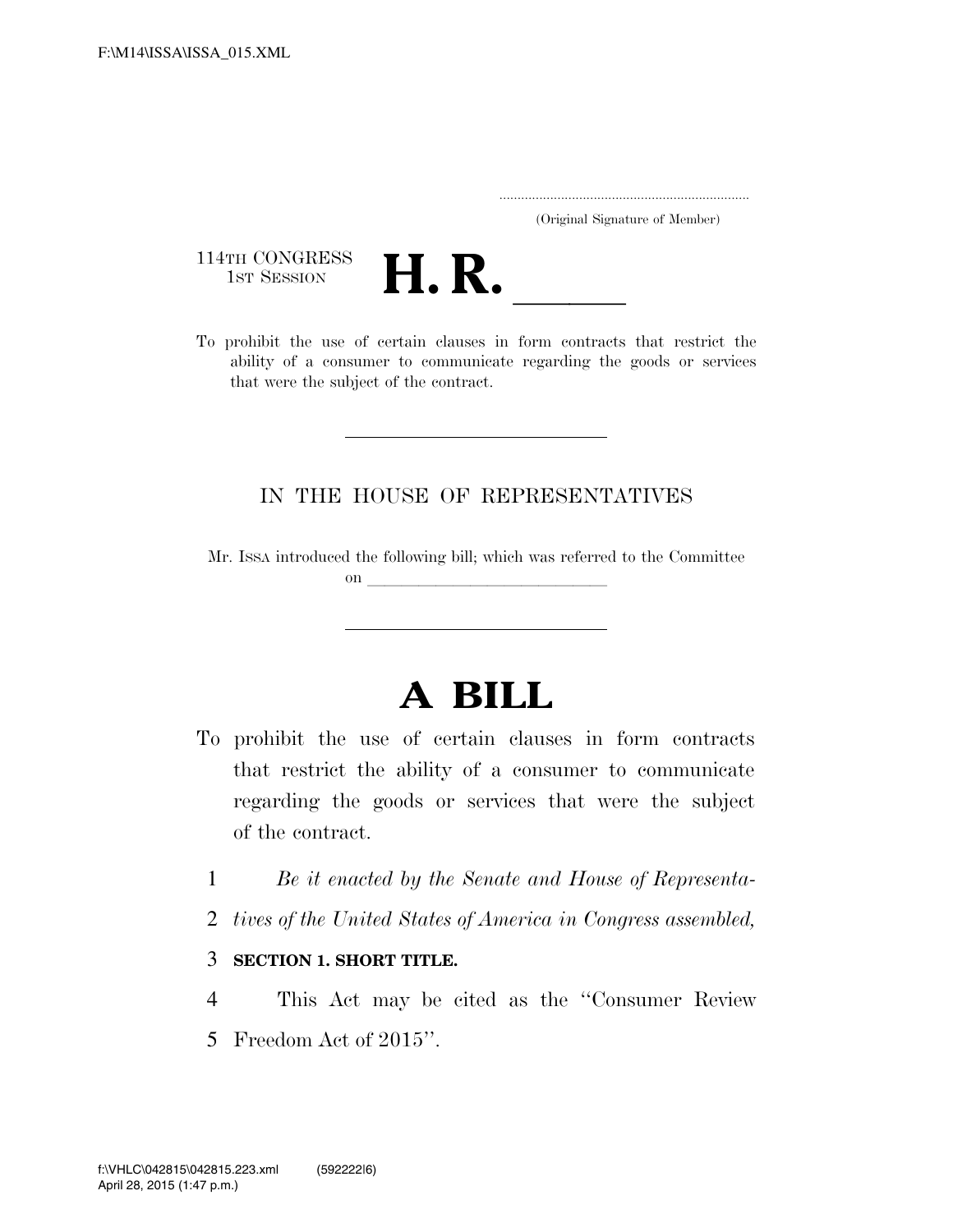F:\M14\ISSA\ISSA_015.XML

.....................................................................

(Original Signature of Member)

114TH CONGRESS
1ST SESSION

# H. R. \_\_\_\_\_\_

To prohibit the use of certain clauses in form contracts that restrict the ability of a consumer to communicate regarding the goods or services that were the subject of the contract.

---

IN THE HOUSE OF REPRESENTATIVES

Mr. ISSA introduced the following bill; which was referred to the Committee on \_\_\_\_\_\_\_\_\_\_\_\_\_\_\_\_\_\_\_\_\_\_\_\_\_\_\_\_\_\_

---

# A BILL

To prohibit the use of certain clauses in form contracts that restrict the ability of a consumer to communicate regarding the goods or services that were the subject of the contract.

1 *Be it enacted by the Senate and House of Representa-*
2 *tives of the United States of America in Congress assembled,*

3 **SECTION 1. SHORT TITLE.**

4 This Act may be cited as the ''Consumer Review
5 Freedom Act of 2015''.

f:\VHLC\042815\042815.223.xml (592222|6)
April 28, 2015 (1:47 p.m.)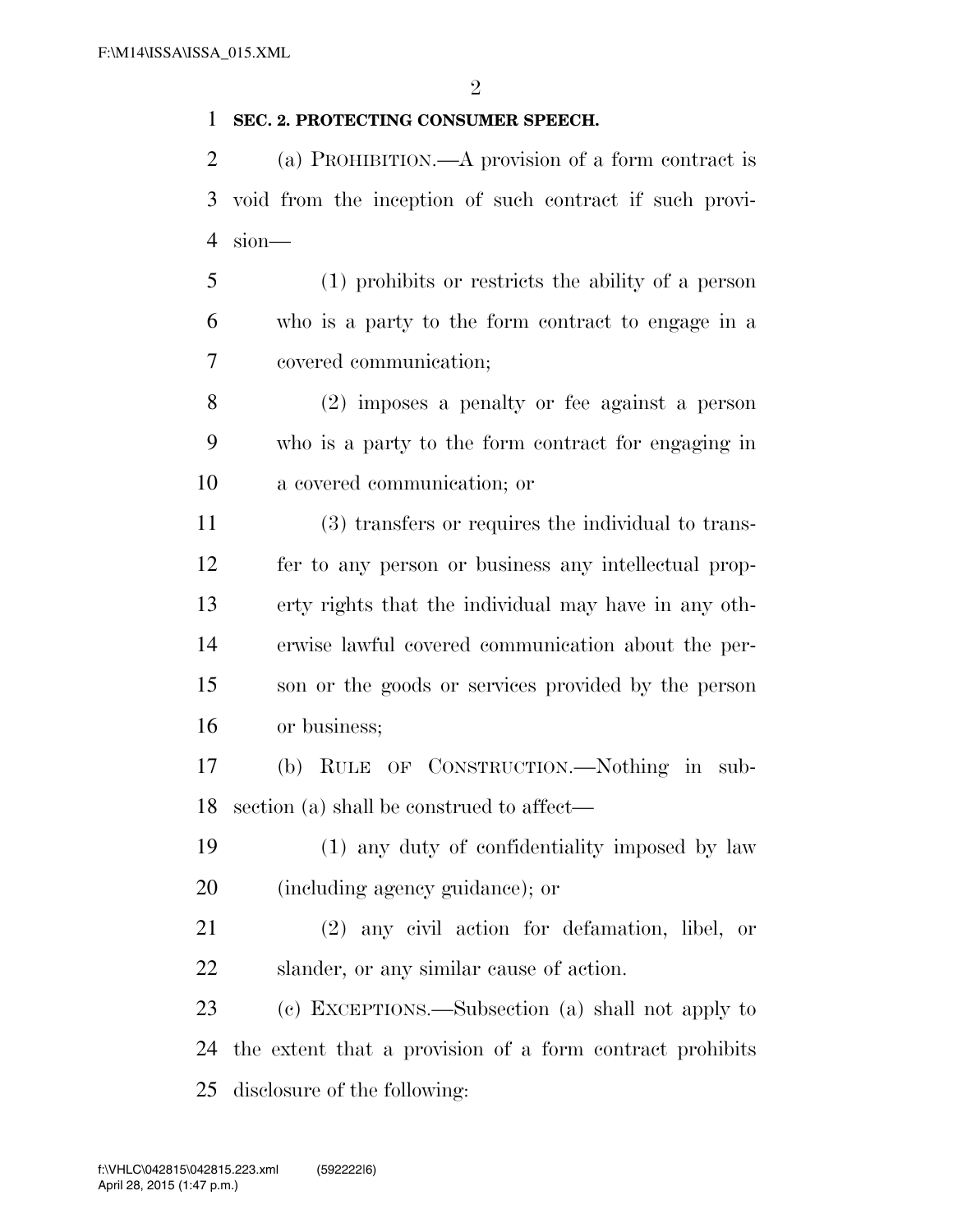**SEC. 2. PROTECTING CONSUMER SPEECH.**

(a) PROHIBITION.—A provision of a form contract is void from the inception of such contract if such provision—

(1) prohibits or restricts the ability of a person who is a party to the form contract to engage in a covered communication;

(2) imposes a penalty or fee against a person who is a party to the form contract for engaging in a covered communication; or

(3) transfers or requires the individual to transfer to any person or business any intellectual property rights that the individual may have in any otherwise lawful covered communication about the person or the goods or services provided by the person or business;

(b) RULE OF CONSTRUCTION.—Nothing in subsection (a) shall be construed to affect—

(1) any duty of confidentiality imposed by law (including agency guidance); or

(2) any civil action for defamation, libel, or slander, or any similar cause of action.

(c) EXCEPTIONS.—Subsection (a) shall not apply to the extent that a provision of a form contract prohibits disclosure of the following: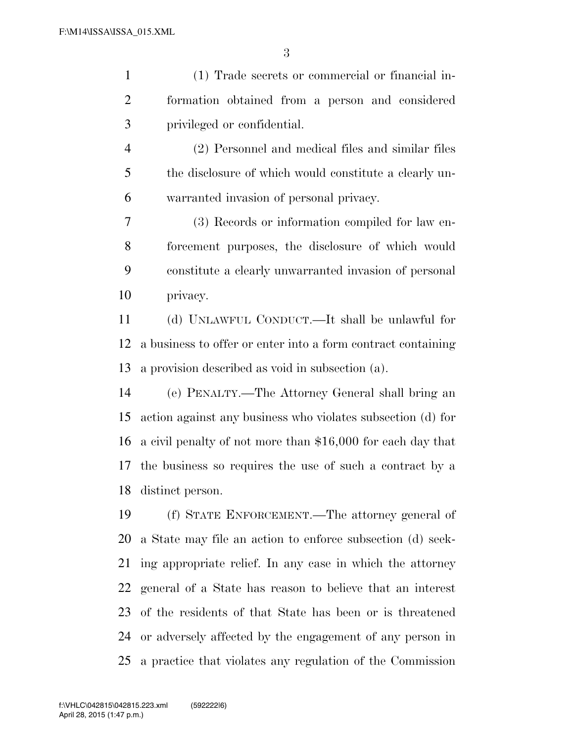(1) Trade secrets or commercial or financial information obtained from a person and considered privileged or confidential.

(2) Personnel and medical files and similar files the disclosure of which would constitute a clearly unwarranted invasion of personal privacy.

(3) Records or information compiled for law enforcement purposes, the disclosure of which would constitute a clearly unwarranted invasion of personal privacy.

(d) UNLAWFUL CONDUCT.—It shall be unlawful for a business to offer or enter into a form contract containing a provision described as void in subsection (a).

(e) PENALTY.—The Attorney General shall bring an action against any business who violates subsection (d) for a civil penalty of not more than $16,000 for each day that the business so requires the use of such a contract by a distinct person.

(f) STATE ENFORCEMENT.—The attorney general of a State may file an action to enforce subsection (d) seeking appropriate relief. In any case in which the attorney general of a State has reason to believe that an interest of the residents of that State has been or is threatened or adversely affected by the engagement of any person in a practice that violates any regulation of the Commission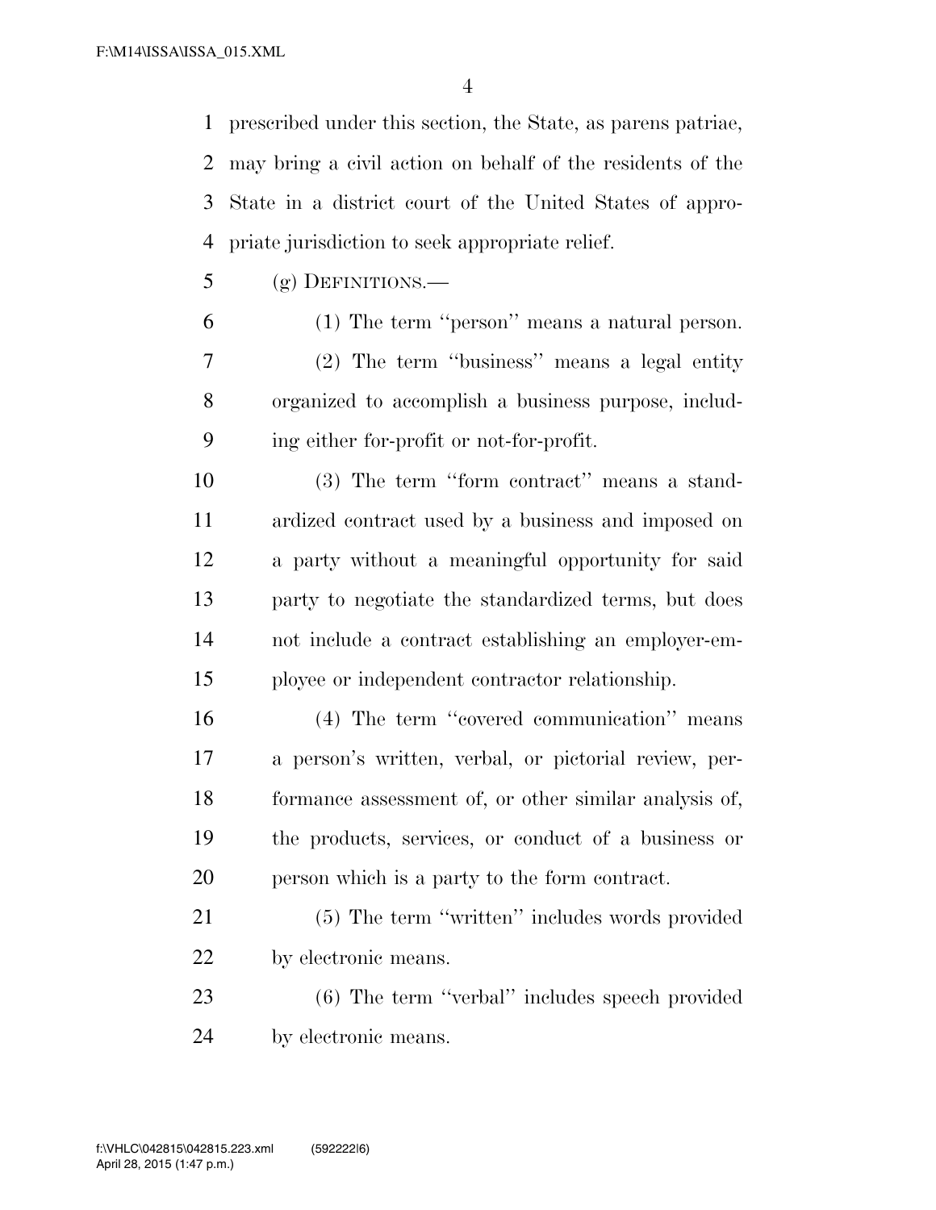prescribed under this section, the State, as parens patriae, may bring a civil action on behalf of the residents of the State in a district court of the United States of appropriate jurisdiction to seek appropriate relief.

(g) DEFINITIONS.—

(1) The term ''person'' means a natural person.

(2) The term ''business'' means a legal entity organized to accomplish a business purpose, including either for-profit or not-for-profit.

(3) The term ''form contract'' means a standardized contract used by a business and imposed on a party without a meaningful opportunity for said party to negotiate the standardized terms, but does not include a contract establishing an employer-employee or independent contractor relationship.

(4) The term ''covered communication'' means a person's written, verbal, or pictorial review, performance assessment of, or other similar analysis of, the products, services, or conduct of a business or person which is a party to the form contract.

(5) The term ''written'' includes words provided by electronic means.

(6) The term ''verbal'' includes speech provided by electronic means.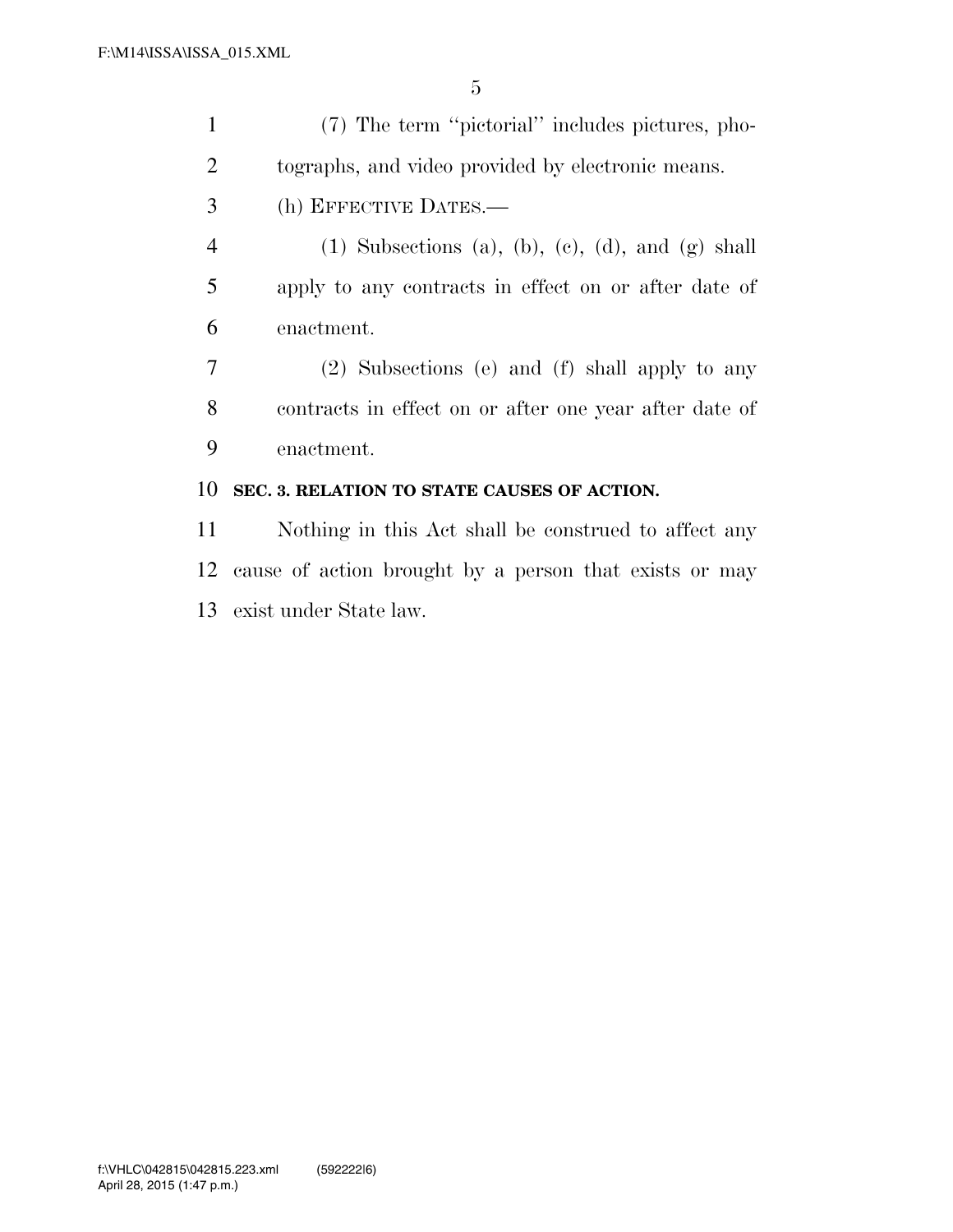(7) The term ''pictorial'' includes pictures, photographs, and video provided by electronic means.

(h) EFFECTIVE DATES.—

(1) Subsections (a), (b), (c), (d), and (g) shall apply to any contracts in effect on or after date of enactment.

(2) Subsections (e) and (f) shall apply to any contracts in effect on or after one year after date of enactment.

**SEC. 3. RELATION TO STATE CAUSES OF ACTION.**

Nothing in this Act shall be construed to affect any cause of action brought by a person that exists or may exist under State law.